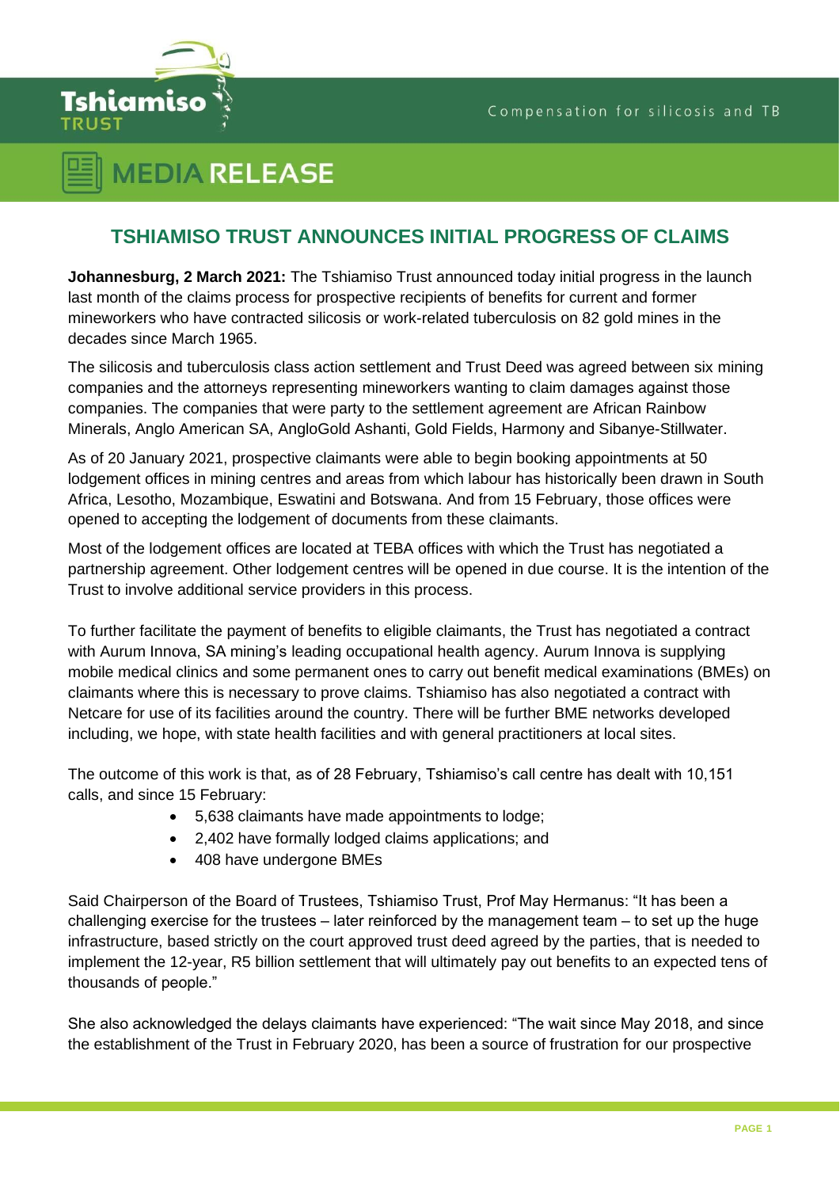# MEDIA RELEASE

## TSHIAMISO TRUST ANNOUNCES INITIAL PROGRESS OF CLAIMS

**Johannesburg, 2 March 2021:** The Tshiamiso Trust announced today initial progress in the launch last month of the claims process for prospective recipients of benefits for current and former mineworkers who have contracted silicosis or work-related tuberculosis on 82 gold mines in the decades since March 1965.

The silicosis and tuberculosis class action settlement and Trust Deed was agreed between six mining companies and the attorneys representing mineworkers wanting to claim damages against those companies. The companies that were party to the settlement agreement are African Rainbow Minerals, Anglo American SA, AngloGold Ashanti, Gold Fields, Harmony and Sibanye-Stillwater.

As of 20 January 2021, prospective claimants were able to begin booking appointments at 50 lodgement offices in mining centres and areas from which labour has historically been drawn in South Africa, Lesotho, Mozambique, Eswatini and Botswana. And from 15 February, those offices were opened to accepting the lodgement of documents from these claimants.

Most of the lodgement offices are located at TEBA offices with which the Trust has negotiated a partnership agreement. Other lodgement centres will be opened in due course. It is the intention of the Trust to involve additional service providers in this process.

To further facilitate the payment of benefits to eligible claimants, the Trust has negotiated a contract with Aurum Innova, SA mining's leading occupational health agency. Aurum Innova is supplying mobile medical clinics and some permanent ones to carry out benefit medical examinations (BMEs) on claimants where this is necessary to prove claims. Tshiamiso has also negotiated a contract with Netcare for use of its facilities around the country. There will be further BME networks developed including, we hope, with state health facilities and with general practitioners at local sites.

The outcome of this work is that, as of 28 February, Tshiamiso's call centre has dealt with 10,151 calls, and since 15 February:

- 5,638 claimants have made appointments to lodge;
- 2,402 have formally lodged claims applications; and
- 408 have undergone BMEs

Said Chairperson of the Board of Trustees, Tshiamiso Trust, Prof May Hermanus: "It has been a challenging exercise for the trustees – later reinforced by the management team – to set up the huge infrastructure, based strictly on the court approved trust deed agreed by the parties, that is needed to implement the 12-year, R5 billion settlement that will ultimately pay out benefits to an expected tens of thousands of people."

She also acknowledged the delays claimants have experienced: "The wait since May 2018, and since the establishment of the Trust in February 2020, has been a source of frustration for our prospective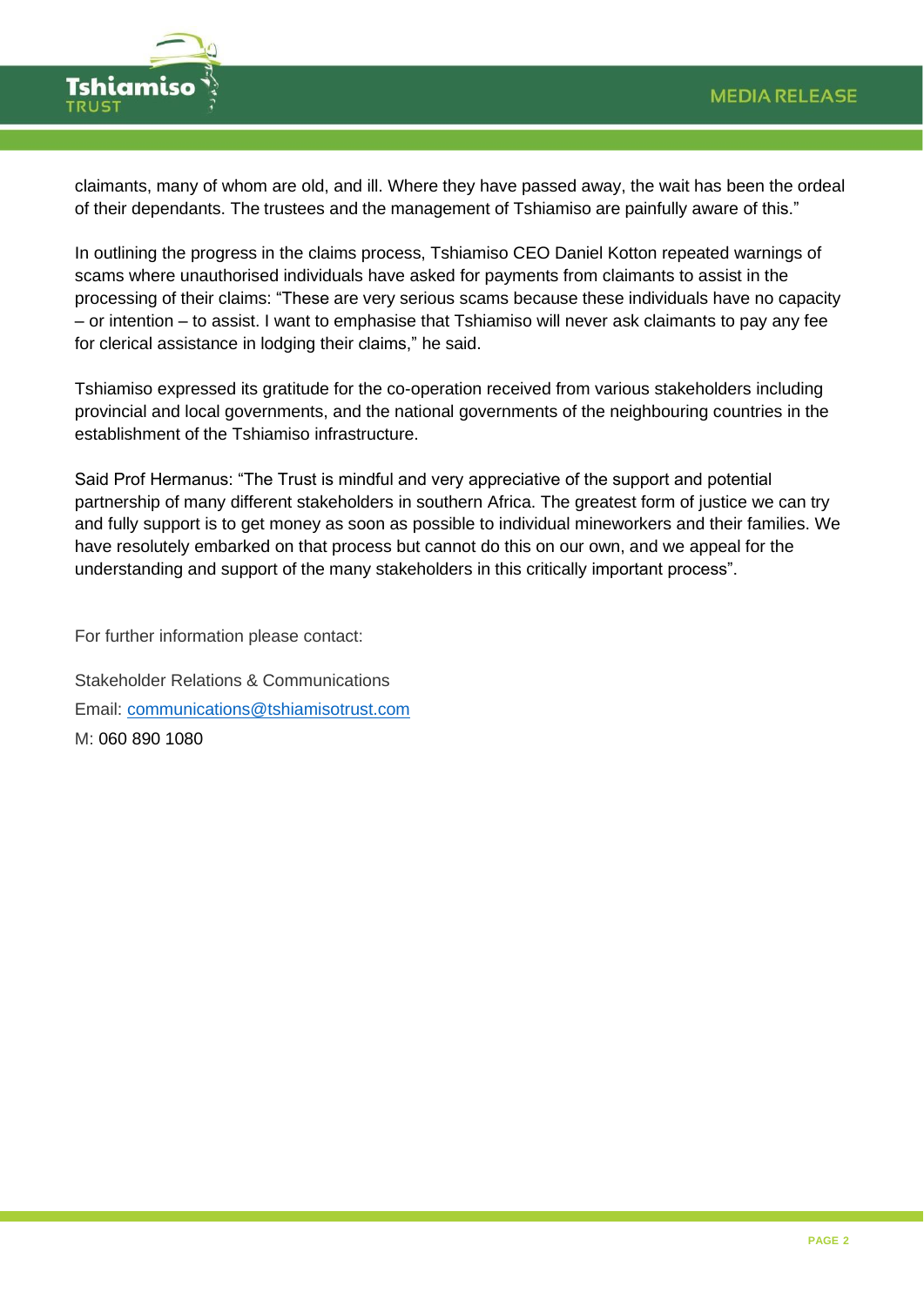claimants, many of whom are old, and ill. Where they have passed away, the wait has been the ordeal of their dependants. The trustees and the management of Tshiamiso are painfully aware of this."

In outlining the progress in the claims process, Tshiamiso CEO Daniel Kotton repeated warnings of scams where unauthorised individuals have asked for payments from claimants to assist in the processing of their claims: "These are very serious scams because these individuals have no capacity – or intention – to assist. I want to emphasise that Tshiamiso will never ask claimants to pay any fee for clerical assistance in lodging their claims," he said.

Tshiamiso expressed its gratitude for the co-operation received from various stakeholders including provincial and local governments, and the national governments of the neighbouring countries in the establishment of the Tshiamiso infrastructure.

Said Prof Hermanus: "The Trust is mindful and very appreciative of the support and potential partnership of many different stakeholders in southern Africa. The greatest form of justice we can try and fully support is to get money as soon as possible to individual mineworkers and their families. We have resolutely embarked on that process but cannot do this on our own, and we appeal for the understanding and support of the many stakeholders in this critically important process".

For further information please contact:

Stakeholder Relations & Communications
Email: communications@tshiamisotrust.com
M: 060 890 1080